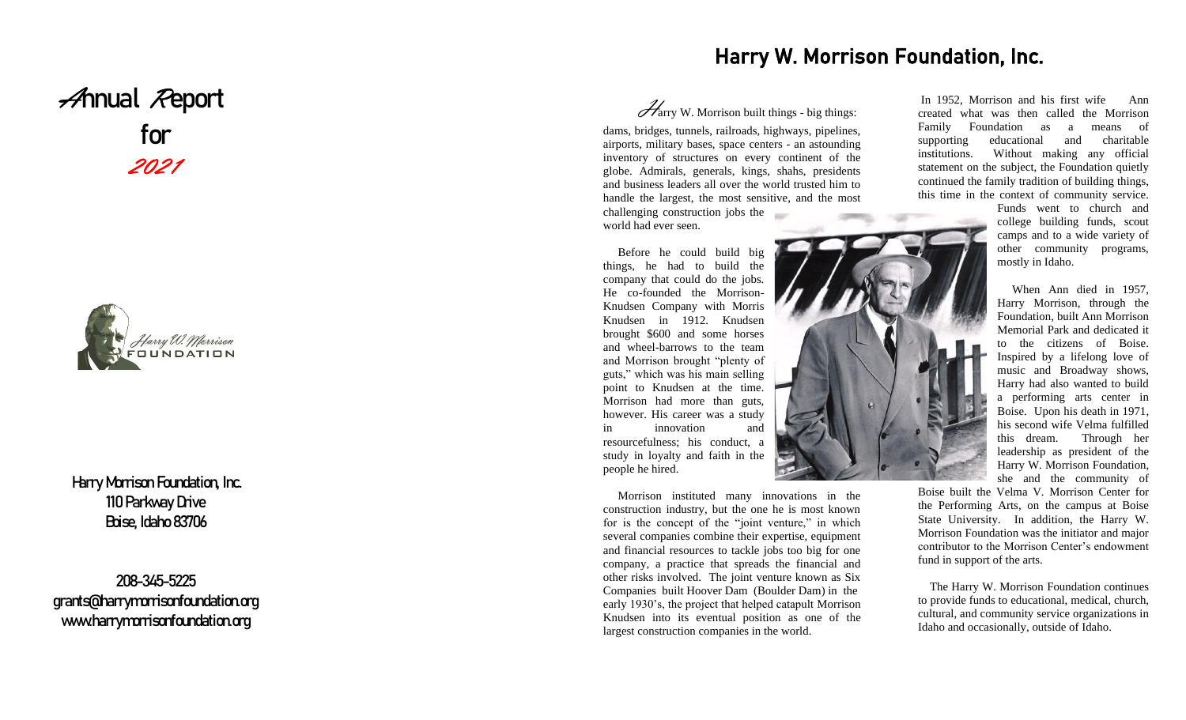# Annual Report for 2021

Harry W. Morrison FOUNDATION

Harry Morrison Foundation, Inc.
110 Parkway Drive
Boise, Idaho 83706

208-345-5225
grants@harrymorrisonfoundation.org
www.harrymorrisonfoundation.org

## Harry W. Morrison Foundation, Inc.

Harry W. Morrison built things - big things: dams, bridges, tunnels, railroads, highways, pipelines, airports, military bases, space centers - an astounding inventory of structures on every continent of the globe. Admirals, generals, kings, shahs, presidents and business leaders all over the world trusted him to handle the largest, the most sensitive, and the most challenging construction jobs the world had ever seen.

Before he could build big things, he had to build the company that could do the jobs. He co-founded the Morrison-Knudsen Company with Morris Knudsen in 1912. Knudsen brought $600 and some horses and wheel-barrows to the team and Morrison brought "plenty of guts," which was his main selling point to Knudsen at the time. Morrison had more than guts, however. His career was a study in innovation and resourcefulness; his conduct, a study in loyalty and faith in the people he hired.

Morrison instituted many innovations in the construction industry, but the one he is most known for is the concept of the "joint venture," in which several companies combine their expertise, equipment and financial resources to tackle jobs too big for one company, a practice that spreads the financial and other risks involved. The joint venture known as Six Companies built Hoover Dam (Boulder Dam) in the early 1930's, the project that helped catapult Morrison Knudsen into its eventual position as one of the largest construction companies in the world.

In 1952, Morrison and his first wife Ann created what was then called the Morrison Family Foundation as a means of supporting educational and charitable institutions. Without making any official statement on the subject, the Foundation quietly continued the family tradition of building things, this time in the context of community service. Funds went to church and college building funds, scout camps and to a wide variety of other community programs, mostly in Idaho.

When Ann died in 1957, Harry Morrison, through the Foundation, built Ann Morrison Memorial Park and dedicated it to the citizens of Boise. Inspired by a lifelong love of music and Broadway shows, Harry had also wanted to build a performing arts center in Boise. Upon his death in 1971, his second wife Velma fulfilled this dream. Through her leadership as president of the Harry W. Morrison Foundation, she and the community of Boise built the Velma V. Morrison Center for the Performing Arts, on the campus at Boise State University. In addition, the Harry W. Morrison Foundation was the initiator and major contributor to the Morrison Center's endowment fund in support of the arts.

The Harry W. Morrison Foundation continues to provide funds to educational, medical, church, cultural, and community service organizations in Idaho and occasionally, outside of Idaho.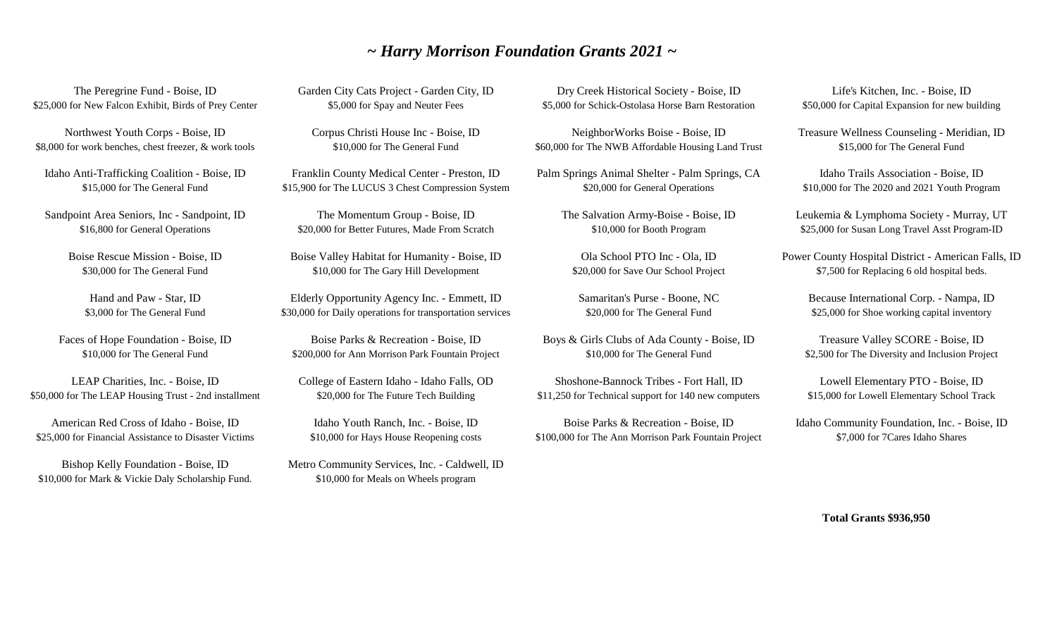# *~ Harry Morrison Foundation Grants 2021 ~*

The Peregrine Fund - Boise, ID
$25,000 for New Falcon Exhibit, Birds of Prey Center

Northwest Youth Corps - Boise, ID
$8,000 for work benches, chest freezer, & work tools

Idaho Anti-Trafficking Coalition - Boise, ID
$15,000 for The General Fund

Sandpoint Area Seniors, Inc - Sandpoint, ID
$16,800 for General Operations

Boise Rescue Mission - Boise, ID
$30,000 for The General Fund

Hand and Paw - Star, ID
$3,000 for The General Fund

Faces of Hope Foundation - Boise, ID
$10,000 for The General Fund

LEAP Charities, Inc. - Boise, ID
$50,000 for The LEAP Housing Trust - 2nd installment

American Red Cross of Idaho - Boise, ID
$25,000 for Financial Assistance to Disaster Victims

Bishop Kelly Foundation - Boise, ID
$10,000 for Mark & Vickie Daly Scholarship Fund.

Garden City Cats Project - Garden City, ID
$5,000 for Spay and Neuter Fees

Corpus Christi House Inc - Boise, ID
$10,000 for The General Fund

Franklin County Medical Center - Preston, ID
$15,900 for The LUCUS 3 Chest Compression System

The Momentum Group - Boise, ID
$20,000 for Better Futures, Made From Scratch

Boise Valley Habitat for Humanity - Boise, ID
$10,000 for The Gary Hill Development

Elderly Opportunity Agency Inc. - Emmett, ID
$30,000 for Daily operations for transportation services

Boise Parks & Recreation - Boise, ID
$200,000 for Ann Morrison Park Fountain Project

College of Eastern Idaho - Idaho Falls, OD
$20,000 for The Future Tech Building

Idaho Youth Ranch, Inc. - Boise, ID
$10,000 for Hays House Reopening costs

Metro Community Services, Inc. - Caldwell, ID
$10,000 for Meals on Wheels program

Dry Creek Historical Society - Boise, ID
$5,000 for Schick-Ostolasa Horse Barn Restoration

NeighborWorks Boise - Boise, ID
$60,000 for The NWB Affordable Housing Land Trust

Palm Springs Animal Shelter - Palm Springs, CA
$20,000 for General Operations

The Salvation Army-Boise - Boise, ID
$10,000 for Booth Program

Ola School PTO Inc - Ola, ID
$20,000 for Save Our School Project

Samaritan's Purse - Boone, NC
$20,000 for The General Fund

Boys & Girls Clubs of Ada County - Boise, ID
$10,000 for The General Fund

Shoshone-Bannock Tribes - Fort Hall, ID
$11,250 for Technical support for 140 new computers

Boise Parks & Recreation - Boise, ID
$100,000 for The Ann Morrison Park Fountain Project

Life's Kitchen, Inc. - Boise, ID
$50,000 for Capital Expansion for new building

Treasure Wellness Counseling - Meridian, ID
$15,000 for The General Fund

Idaho Trails Association - Boise, ID
$10,000 for The 2020 and 2021 Youth Program

Leukemia & Lymphoma Society - Murray, UT
$25,000 for Susan Long Travel Asst Program-ID

Power County Hospital District - American Falls, ID
$7,500 for Replacing 6 old hospital beds.

Because International Corp. - Nampa, ID
$25,000 for Shoe working capital inventory

Treasure Valley SCORE - Boise, ID
$2,500 for The Diversity and Inclusion Project

Lowell Elementary PTO - Boise, ID
$15,000 for Lowell Elementary School Track

Idaho Community Foundation, Inc. - Boise, ID
$7,000 for 7Cares Idaho Shares

**Total Grants $936,950**